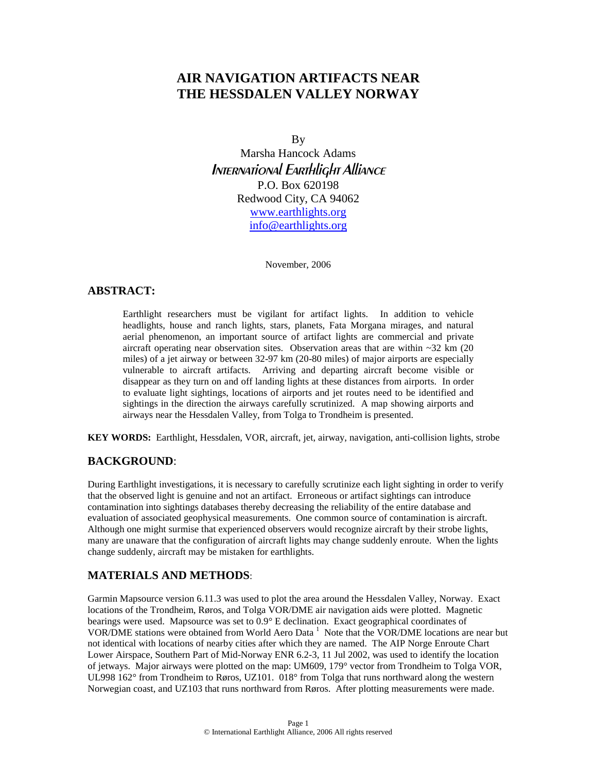# AIR NAVIGATION ARTIFACTS NEAR THE HESSDALEN VALLEY NORWAY

By
Marsha Hancock Adams
*International Earthlight Alliance*
P.O. Box 620198
Redwood City, CA 94062
www.earthlights.org
info@earthlights.org

November, 2006

## ABSTRACT:

Earthlight researchers must be vigilant for artifact lights. In addition to vehicle headlights, house and ranch lights, stars, planets, Fata Morgana mirages, and natural aerial phenomenon, an important source of artifact lights are commercial and private aircraft operating near observation sites. Observation areas that are within ~32 km (20 miles) of a jet airway or between 32-97 km (20-80 miles) of major airports are especially vulnerable to aircraft artifacts. Arriving and departing aircraft become visible or disappear as they turn on and off landing lights at these distances from airports. In order to evaluate light sightings, locations of airports and jet routes need to be identified and sightings in the direction the airways carefully scrutinized. A map showing airports and airways near the Hessdalen Valley, from Tolga to Trondheim is presented.

**KEY WORDS:** Earthlight, Hessdalen, VOR, aircraft, jet, airway, navigation, anti-collision lights, strobe

## BACKGROUND:

During Earthlight investigations, it is necessary to carefully scrutinize each light sighting in order to verify that the observed light is genuine and not an artifact. Erroneous or artifact sightings can introduce contamination into sightings databases thereby decreasing the reliability of the entire database and evaluation of associated geophysical measurements. One common source of contamination is aircraft. Although one might surmise that experienced observers would recognize aircraft by their strobe lights, many are unaware that the configuration of aircraft lights may change suddenly enroute. When the lights change suddenly, aircraft may be mistaken for earthlights.

## MATERIALS AND METHODS:

Garmin Mapsource version 6.11.3 was used to plot the area around the Hessdalen Valley, Norway. Exact locations of the Trondheim, Røros, and Tolga VOR/DME air navigation aids were plotted. Magnetic bearings were used. Mapsource was set to 0.9° E declination. Exact geographical coordinates of VOR/DME stations were obtained from World Aero Data [1] Note that the VOR/DME locations are near but not identical with locations of nearby cities after which they are named. The AIP Norge Enroute Chart Lower Airspace, Southern Part of Mid-Norway ENR 6.2-3, 11 Jul 2002, was used to identify the location of jetways. Major airways were plotted on the map: UM609, 179° vector from Trondheim to Tolga VOR, UL998 162° from Trondheim to Røros, UZ101. 018° from Tolga that runs northward along the western Norwegian coast, and UZ103 that runs northward from Røros. After plotting measurements were made.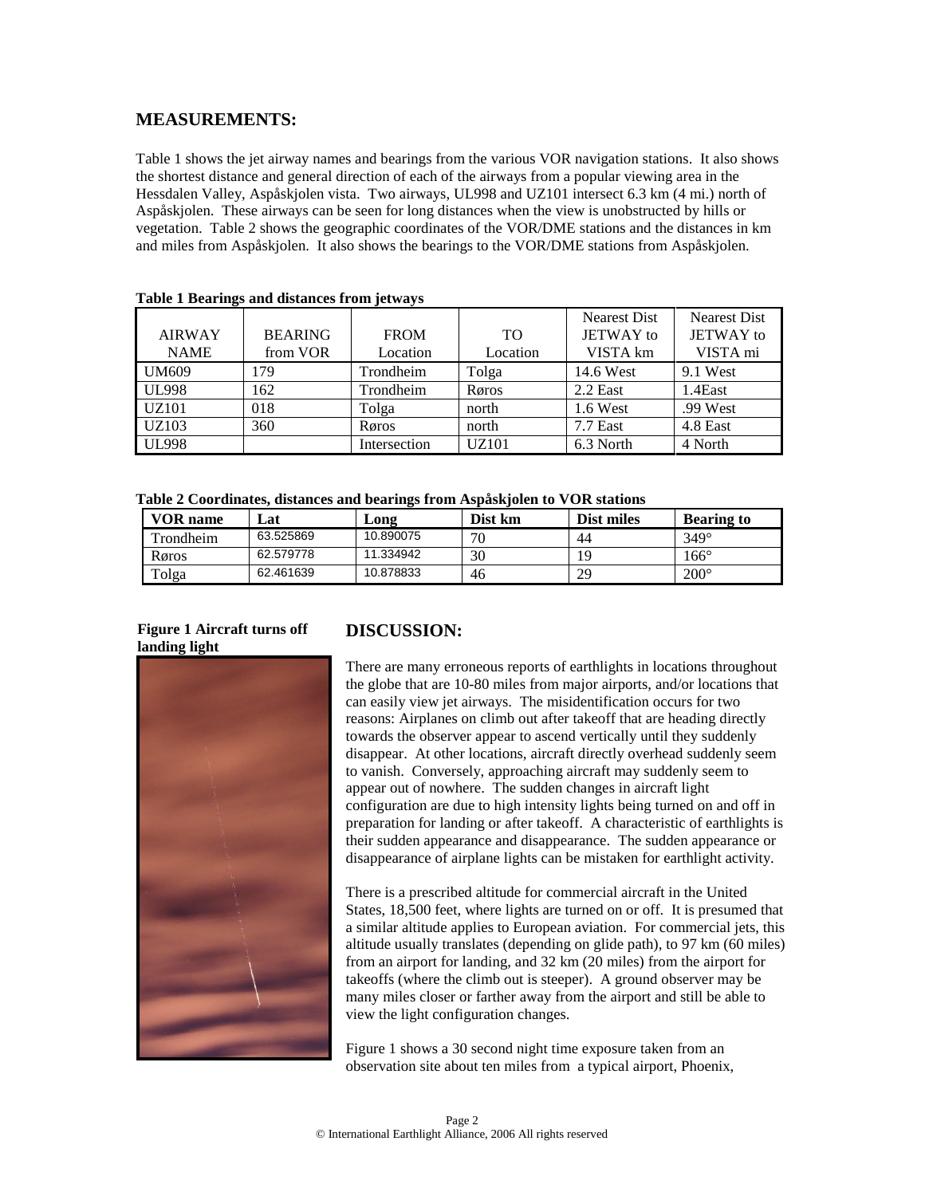## MEASUREMENTS:

Table 1 shows the jet airway names and bearings from the various VOR navigation stations. It also shows the shortest distance and general direction of each of the airways from a popular viewing area in the Hessdalen Valley, Aspåskjolen vista. Two airways, UL998 and UZ101 intersect 6.3 km (4 mi.) north of Aspåskjolen. These airways can be seen for long distances when the view is unobstructed by hills or vegetation. Table 2 shows the geographic coordinates of the VOR/DME stations and the distances in km and miles from Aspåskjolen. It also shows the bearings to the VOR/DME stations from Aspåskjolen.

**Table 1 Bearings and distances from jetways**

| AIRWAY NAME | BEARING from VOR | FROM Location | TO Location | Nearest Dist JETWAY to VISTA km | Nearest Dist JETWAY to VISTA mi |
|---|---|---|---|---|---|
| UM609 | 179 | Trondheim | Tolga | 14.6 West | 9.1 West |
| UL998 | 162 | Trondheim | Røros | 2.2 East | 1.4East |
| UZ101 | 018 | Tolga | north | 1.6 West | .99 West |
| UZ103 | 360 | Røros | north | 7.7 East | 4.8 East |
| UL998 | | Intersection | UZ101 | 6.3 North | 4 North |

**Table 2 Coordinates, distances and bearings from Aspåskjolen to VOR stations**

| VOR name | Lat | Long | Dist km | Dist miles | Bearing to |
|---|---|---|---|---|---|
| Trondheim | 63.525869 | 10.890075 | 70 | 44 | 349° |
| Røros | 62.579778 | 11.334942 | 30 | 19 | 166° |
| Tolga | 62.461639 | 10.878833 | 46 | 29 | 200° |

**Figure 1 Aircraft turns off landing light**

## DISCUSSION:

There are many erroneous reports of earthlights in locations throughout the globe that are 10-80 miles from major airports, and/or locations that can easily view jet airways. The misidentification occurs for two reasons: Airplanes on climb out after takeoff that are heading directly towards the observer appear to ascend vertically until they suddenly disappear. At other locations, aircraft directly overhead suddenly seem to vanish. Conversely, approaching aircraft may suddenly seem to appear out of nowhere. The sudden changes in aircraft light configuration are due to high intensity lights being turned on and off in preparation for landing or after takeoff. A characteristic of earthlights is their sudden appearance and disappearance. The sudden appearance or disappearance of airplane lights can be mistaken for earthlight activity.

There is a prescribed altitude for commercial aircraft in the United States, 18,500 feet, where lights are turned on or off. It is presumed that a similar altitude applies to European aviation. For commercial jets, this altitude usually translates (depending on glide path), to 97 km (60 miles) from an airport for landing, and 32 km (20 miles) from the airport for takeoffs (where the climb out is steeper). A ground observer may be many miles closer or farther away from the airport and still be able to view the light configuration changes.

Figure 1 shows a 30 second night time exposure taken from an observation site about ten miles from a typical airport, Phoenix,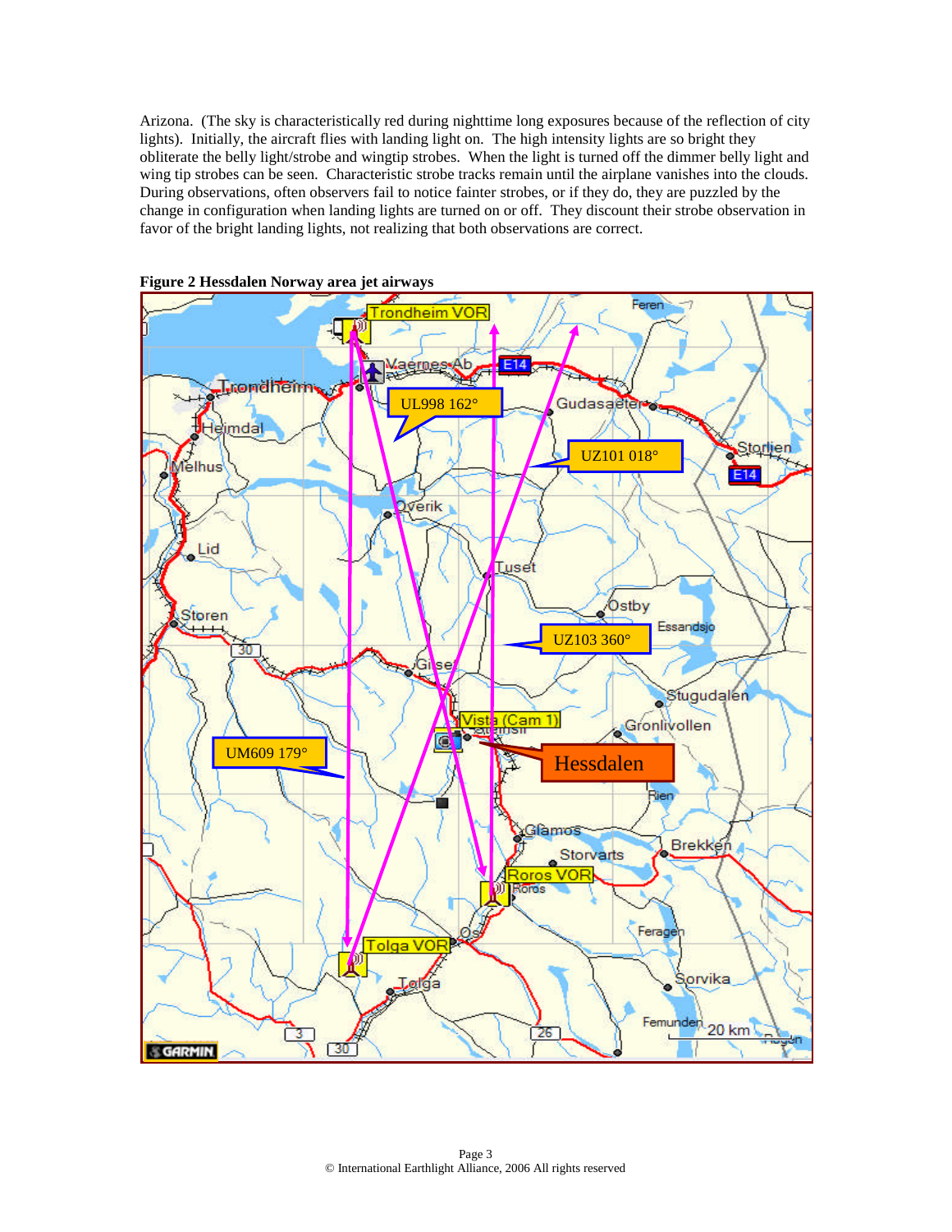Arizona. (The sky is characteristically red during nighttime long exposures because of the reflection of city lights). Initially, the aircraft flies with landing light on. The high intensity lights are so bright they obliterate the belly light/strobe and wingtip strobes. When the light is turned off the dimmer belly light and wing tip strobes can be seen. Characteristic strobe tracks remain until the airplane vanishes into the clouds. During observations, often observers fail to notice fainter strobes, or if they do, they are puzzled by the change in configuration when landing lights are turned on or off. They discount their strobe observation in favor of the bright landing lights, not realizing that both observations are correct.

**Figure 2 Hessdalen Norway area jet airways**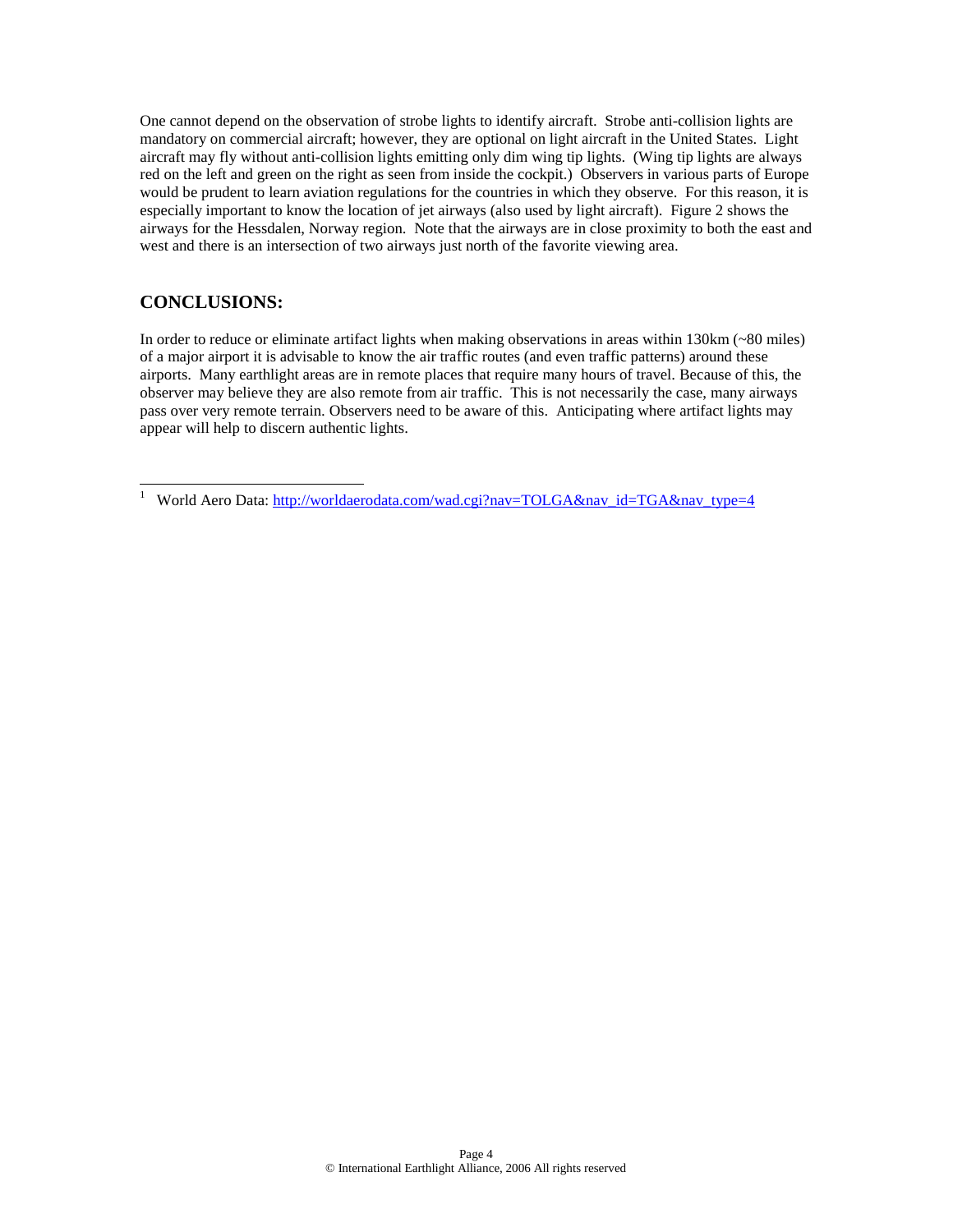One cannot depend on the observation of strobe lights to identify aircraft. Strobe anti-collision lights are mandatory on commercial aircraft; however, they are optional on light aircraft in the United States. Light aircraft may fly without anti-collision lights emitting only dim wing tip lights. (Wing tip lights are always red on the left and green on the right as seen from inside the cockpit.) Observers in various parts of Europe would be prudent to learn aviation regulations for the countries in which they observe. For this reason, it is especially important to know the location of jet airways (also used by light aircraft). Figure 2 shows the airways for the Hessdalen, Norway region. Note that the airways are in close proximity to both the east and west and there is an intersection of two airways just north of the favorite viewing area.

## CONCLUSIONS:

In order to reduce or eliminate artifact lights when making observations in areas within 130km (~80 miles) of a major airport it is advisable to know the air traffic routes (and even traffic patterns) around these airports. Many earthlight areas are in remote places that require many hours of travel. Because of this, the observer may believe they are also remote from air traffic. This is not necessarily the case, many airways pass over very remote terrain. Observers need to be aware of this. Anticipating where artifact lights may appear will help to discern authentic lights.

---

[1] World Aero Data: http://worldaerodata.com/wad.cgi?nav=TOLGA&nav_id=TGA&nav_type=4